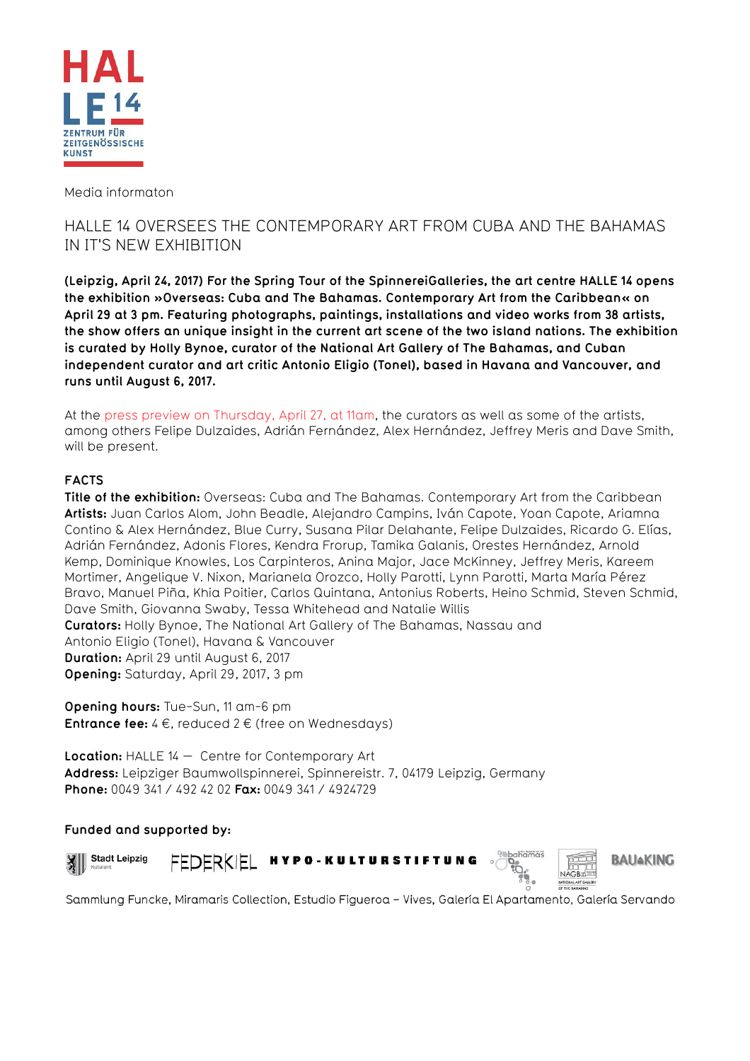HALLE 14

ZENTRUM FÜR ZEITGENÖSSISCHE KUNST

Media informaton

# HALLE 14 OVERSEES THE CONTEMPORARY ART FROM CUBA AND THE BAHAMAS IN IT'S NEW EXHIBITION

**(Leipzig, April 24, 2017) For the Spring Tour of the SpinnereiGalleries, the art centre HALLE 14 opens the exhibition »Overseas: Cuba and The Bahamas. Contemporary Art from the Caribbean« on April 29 at 3 pm. Featuring photographs, paintings, installations and video works from 38 artists, the show offers an unique insight in the current art scene of the two island nations. The exhibition is curated by Holly Bynoe, curator of the National Art Gallery of The Bahamas, and Cuban independent curator and art critic Antonio Eligio (Tonel), based in Havana and Vancouver, and runs until August 6, 2017.**

At the press preview on Thursday, April 27, at 11am, the curators as well as some of the artists, among others Felipe Dulzaides, Adrián Fernández, Alex Hernández, Jeffrey Meris and Dave Smith, will be present.

## FACTS

**Title of the exhibition:** Overseas: Cuba and The Bahamas. Contemporary Art from the Caribbean
**Artists:** Juan Carlos Alom, John Beadle, Alejandro Campins, Iván Capote, Yoan Capote, Ariamna Contino & Alex Hernández, Blue Curry, Susana Pilar Delahante, Felipe Dulzaides, Ricardo G. Elías, Adrián Fernández, Adonis Flores, Kendra Frorup, Tamika Galanis, Orestes Hernández, Arnold Kemp, Dominique Knowles, Los Carpinteros, Anina Major, Jace McKinney, Jeffrey Meris, Kareem Mortimer, Angelique V. Nixon, Marianela Orozco, Holly Parotti, Lynn Parotti, Marta María Pérez Bravo, Manuel Piña, Khia Poitier, Carlos Quintana, Antonius Roberts, Heino Schmid, Steven Schmid, Dave Smith, Giovanna Swaby, Tessa Whitehead and Natalie Willis
**Curators:** Holly Bynoe, The National Art Gallery of The Bahamas, Nassau and Antonio Eligio (Tonel), Havana & Vancouver
**Duration:** April 29 until August 6, 2017
**Opening:** Saturday, April 29, 2017, 3 pm

**Opening hours:** Tue-Sun, 11 am-6 pm
**Entrance fee:** 4 €, reduced 2 € (free on Wednesdays)

**Location:** HALLE 14 — Centre for Contemporary Art
**Address:** Leipziger Baumwollspinnerei, Spinnereistr. 7, 04179 Leipzig, Germany
**Phone:** 0049 341 / 492 42 02 **Fax:** 0049 341 / 4924729

**Funded and supported by:**

Stadt Leipzig Kulturamt, FEDERKIEL, HYPO-KULTURSTIFTUNG, bahamas, NAGB National Art Gallery of The Bahamas, BAU KING

Sammlung Funcke, Miramaris Collection, Estudio Figueroa – Vives, Galería El Apartamento, Galería Servando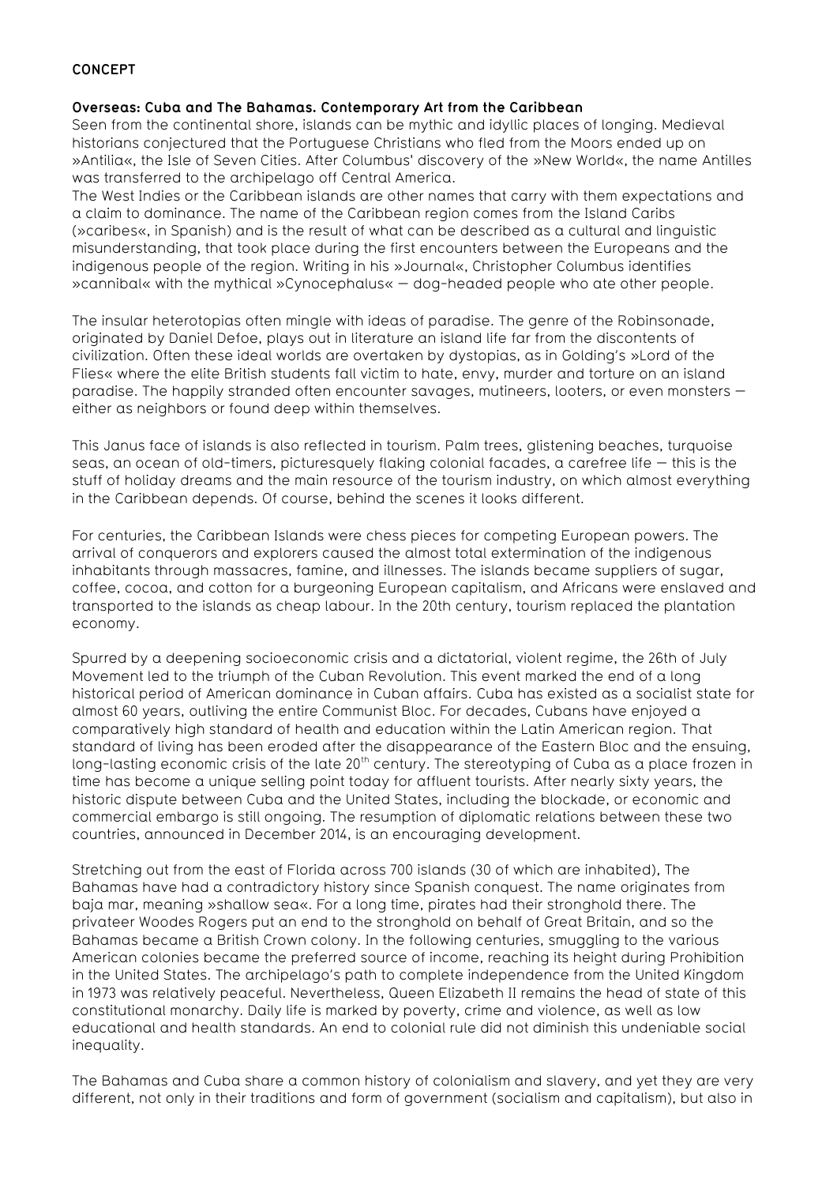**CONCEPT**

**Overseas: Cuba and The Bahamas. Contemporary Art from the Caribbean**

Seen from the continental shore, islands can be mythic and idyllic places of longing. Medieval historians conjectured that the Portuguese Christians who fled from the Moors ended up on »Antilia«, the Isle of Seven Cities. After Columbus' discovery of the »New World«, the name Antilles was transferred to the archipelago off Central America.
The West Indies or the Caribbean islands are other names that carry with them expectations and a claim to dominance. The name of the Caribbean region comes from the Island Caribs (»caribes«, in Spanish) and is the result of what can be described as a cultural and linguistic misunderstanding, that took place during the first encounters between the Europeans and the indigenous people of the region. Writing in his »Journal«, Christopher Columbus identifies »cannibal« with the mythical »Cynocephalus« — dog-headed people who ate other people.

The insular heterotopias often mingle with ideas of paradise. The genre of the Robinsonade, originated by Daniel Defoe, plays out in literature an island life far from the discontents of civilization. Often these ideal worlds are overtaken by dystopias, as in Golding's »Lord of the Flies« where the elite British students fall victim to hate, envy, murder and torture on an island paradise. The happily stranded often encounter savages, mutineers, looters, or even monsters — either as neighbors or found deep within themselves.

This Janus face of islands is also reflected in tourism. Palm trees, glistening beaches, turquoise seas, an ocean of old-timers, picturesquely flaking colonial facades, a carefree life — this is the stuff of holiday dreams and the main resource of the tourism industry, on which almost everything in the Caribbean depends. Of course, behind the scenes it looks different.

For centuries, the Caribbean Islands were chess pieces for competing European powers. The arrival of conquerors and explorers caused the almost total extermination of the indigenous inhabitants through massacres, famine, and illnesses. The islands became suppliers of sugar, coffee, cocoa, and cotton for a burgeoning European capitalism, and Africans were enslaved and transported to the islands as cheap labour. In the 20th century, tourism replaced the plantation economy.

Spurred by a deepening socioeconomic crisis and a dictatorial, violent regime, the 26th of July Movement led to the triumph of the Cuban Revolution. This event marked the end of a long historical period of American dominance in Cuban affairs. Cuba has existed as a socialist state for almost 60 years, outliving the entire Communist Bloc. For decades, Cubans have enjoyed a comparatively high standard of health and education within the Latin American region. That standard of living has been eroded after the disappearance of the Eastern Bloc and the ensuing, long-lasting economic crisis of the late 20th century. The stereotyping of Cuba as a place frozen in time has become a unique selling point today for affluent tourists. After nearly sixty years, the historic dispute between Cuba and the United States, including the blockade, or economic and commercial embargo is still ongoing. The resumption of diplomatic relations between these two countries, announced in December 2014, is an encouraging development.

Stretching out from the east of Florida across 700 islands (30 of which are inhabited), The Bahamas have had a contradictory history since Spanish conquest. The name originates from baja mar, meaning »shallow sea«. For a long time, pirates had their stronghold there. The privateer Woodes Rogers put an end to the stronghold on behalf of Great Britain, and so the Bahamas became a British Crown colony. In the following centuries, smuggling to the various American colonies became the preferred source of income, reaching its height during Prohibition in the United States. The archipelago's path to complete independence from the United Kingdom in 1973 was relatively peaceful. Nevertheless, Queen Elizabeth II remains the head of state of this constitutional monarchy. Daily life is marked by poverty, crime and violence, as well as low educational and health standards. An end to colonial rule did not diminish this undeniable social inequality.

The Bahamas and Cuba share a common history of colonialism and slavery, and yet they are very different, not only in their traditions and form of government (socialism and capitalism), but also in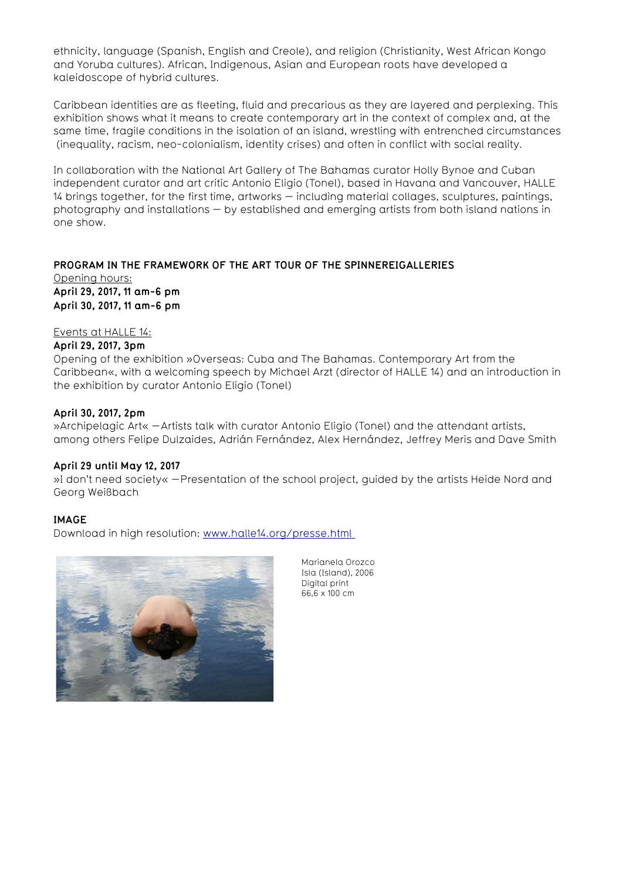ethnicity, language (Spanish, English and Creole), and religion (Christianity, West African Kongo and Yoruba cultures). African, Indigenous, Asian and European roots have developed a kaleidoscope of hybrid cultures.

Caribbean identities are as fleeting, fluid and precarious as they are layered and perplexing. This exhibition shows what it means to create contemporary art in the context of complex and, at the same time, fragile conditions in the isolation of an island, wrestling with entrenched circumstances (inequality, racism, neo-colonialism, identity crises) and often in conflict with social reality.

In collaboration with the National Art Gallery of The Bahamas curator Holly Bynoe and Cuban independent curator and art critic Antonio Eligio (Tonel), based in Havana and Vancouver, HALLE 14 brings together, for the first time, artworks — including material collages, sculptures, paintings, photography and installations — by established and emerging artists from both island nations in one show.

**PROGRAM IN THE FRAMEWORK OF THE ART TOUR OF THE SPINNEREIGALLERIES**

Opening hours:

**April 29, 2017, 11 am-6 pm**

**April 30, 2017, 11 am-6 pm**

Events at HALLE 14:

**April 29, 2017, 3pm**

Opening of the exhibition »Overseas: Cuba and The Bahamas. Contemporary Art from the Caribbean«, with a welcoming speech by Michael Arzt (director of HALLE 14) and an introduction in the exhibition by curator Antonio Eligio (Tonel)

**April 30, 2017, 2pm**

»Archipelagic Art« —Artists talk with curator Antonio Eligio (Tonel) and the attendant artists, among others Felipe Dulzaides, Adrián Fernández, Alex Hernández, Jeffrey Meris and Dave Smith

**April 29 until May 12, 2017**

»I don't need society« —Presentation of the school project, guided by the artists Heide Nord and Georg Weißbach

**IMAGE**

Download in high resolution: www.halle14.org/presse.html

Marianela Orozco
Isla (Island), 2006
Digital print
66,6 x 100 cm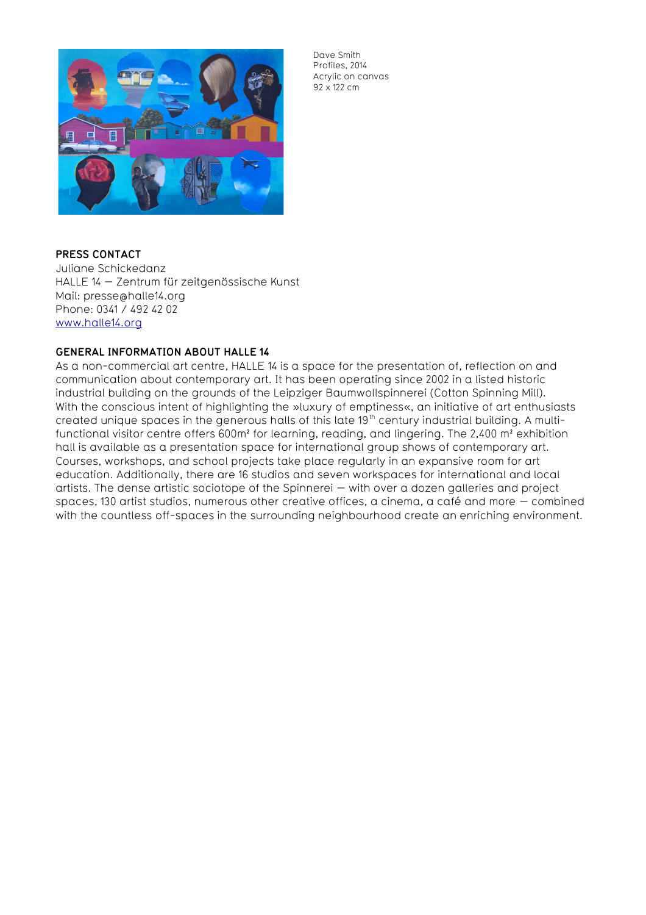Dave Smith
Profiles, 2014
Acrylic on canvas
92 x 122 cm

**PRESS CONTACT**
Juliane Schickedanz
HALLE 14 – Zentrum für zeitgenössische Kunst
Mail: presse@halle14.org
Phone: 0341 / 492 42 02
[www.halle14.org](http://www.halle14.org)

**GENERAL INFORMATION ABOUT HALLE 14**
As a non-commercial art centre, HALLE 14 is a space for the presentation of, reflection on and communication about contemporary art. It has been operating since 2002 in a listed historic industrial building on the grounds of the Leipziger Baumwollspinnerei (Cotton Spinning Mill). With the conscious intent of highlighting the »luxury of emptiness«, an initiative of art enthusiasts created unique spaces in the generous halls of this late 19th century industrial building. A multi-functional visitor centre offers 600m² for learning, reading, and lingering. The 2,400 m² exhibition hall is available as a presentation space for international group shows of contemporary art. Courses, workshops, and school projects take place regularly in an expansive room for art education. Additionally, there are 16 studios and seven workspaces for international and local artists. The dense artistic sociotope of the Spinnerei – with over a dozen galleries and project spaces, 130 artist studios, numerous other creative offices, a cinema, a café and more – combined with the countless off-spaces in the surrounding neighbourhood create an enriching environment.